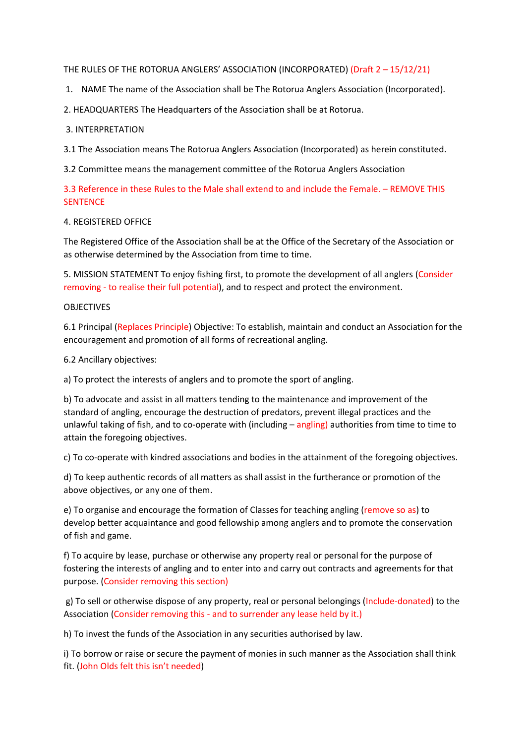THE RULES OF THE ROTORUA ANGLERS' ASSOCIATION (INCORPORATED) (Draft 2 – 15/12/21)

1. NAME The name of the Association shall be The Rotorua Anglers Association (Incorporated).

2. HEADQUARTERS The Headquarters of the Association shall be at Rotorua.

3. INTERPRETATION

3.1 The Association means The Rotorua Anglers Association (Incorporated) as herein constituted.

3.2 Committee means the management committee of the Rotorua Anglers Association

3.3 Reference in these Rules to the Male shall extend to and include the Female. – REMOVE THIS SENTENCE

4. REGISTERED OFFICE

The Registered Office of the Association shall be at the Office of the Secretary of the Association or as otherwise determined by the Association from time to time.

5. MISSION STATEMENT To enjoy fishing first, to promote the development of all anglers (Consider removing - to realise their full potential), and to respect and protect the environment.

OBJECTIVES

6.1 Principal (Replaces Principle) Objective: To establish, maintain and conduct an Association for the encouragement and promotion of all forms of recreational angling.

6.2 Ancillary objectives:

a) To protect the interests of anglers and to promote the sport of angling.

b) To advocate and assist in all matters tending to the maintenance and improvement of the standard of angling, encourage the destruction of predators, prevent illegal practices and the unlawful taking of fish, and to co-operate with (including – angling) authorities from time to time to attain the foregoing objectives.

c) To co-operate with kindred associations and bodies in the attainment of the foregoing objectives.

d) To keep authentic records of all matters as shall assist in the furtherance or promotion of the above objectives, or any one of them.

e) To organise and encourage the formation of Classes for teaching angling (remove so as) to develop better acquaintance and good fellowship among anglers and to promote the conservation of fish and game.

f) To acquire by lease, purchase or otherwise any property real or personal for the purpose of fostering the interests of angling and to enter into and carry out contracts and agreements for that purpose. (Consider removing this section)

g) To sell or otherwise dispose of any property, real or personal belongings (Include-donated) to the Association (Consider removing this - and to surrender any lease held by it.)

h) To invest the funds of the Association in any securities authorised by law.

i) To borrow or raise or secure the payment of monies in such manner as the Association shall think fit. (John Olds felt this isn't needed)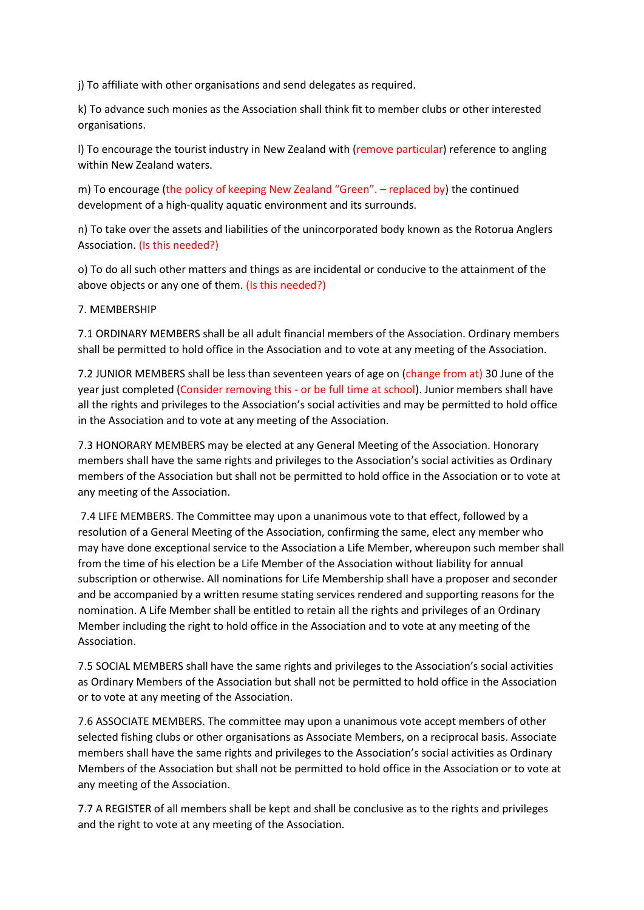j) To affiliate with other organisations and send delegates as required.

k) To advance such monies as the Association shall think fit to member clubs or other interested organisations.

l) To encourage the tourist industry in New Zealand with (remove particular) reference to angling within New Zealand waters.

m) To encourage (the policy of keeping New Zealand "Green". – replaced by) the continued development of a high-quality aquatic environment and its surrounds.

n) To take over the assets and liabilities of the unincorporated body known as the Rotorua Anglers Association. (Is this needed?)

o) To do all such other matters and things as are incidental or conducive to the attainment of the above objects or any one of them. (Is this needed?)

7. MEMBERSHIP

7.1 ORDINARY MEMBERS shall be all adult financial members of the Association. Ordinary members shall be permitted to hold office in the Association and to vote at any meeting of the Association.

7.2 JUNIOR MEMBERS shall be less than seventeen years of age on (change from at) 30 June of the year just completed (Consider removing this - or be full time at school). Junior members shall have all the rights and privileges to the Association's social activities and may be permitted to hold office in the Association and to vote at any meeting of the Association.

7.3 HONORARY MEMBERS may be elected at any General Meeting of the Association. Honorary members shall have the same rights and privileges to the Association's social activities as Ordinary members of the Association but shall not be permitted to hold office in the Association or to vote at any meeting of the Association.

7.4 LIFE MEMBERS. The Committee may upon a unanimous vote to that effect, followed by a resolution of a General Meeting of the Association, confirming the same, elect any member who may have done exceptional service to the Association a Life Member, whereupon such member shall from the time of his election be a Life Member of the Association without liability for annual subscription or otherwise. All nominations for Life Membership shall have a proposer and seconder and be accompanied by a written resume stating services rendered and supporting reasons for the nomination. A Life Member shall be entitled to retain all the rights and privileges of an Ordinary Member including the right to hold office in the Association and to vote at any meeting of the Association.

7.5 SOCIAL MEMBERS shall have the same rights and privileges to the Association's social activities as Ordinary Members of the Association but shall not be permitted to hold office in the Association or to vote at any meeting of the Association.

7.6 ASSOCIATE MEMBERS. The committee may upon a unanimous vote accept members of other selected fishing clubs or other organisations as Associate Members, on a reciprocal basis. Associate members shall have the same rights and privileges to the Association's social activities as Ordinary Members of the Association but shall not be permitted to hold office in the Association or to vote at any meeting of the Association.

7.7 A REGISTER of all members shall be kept and shall be conclusive as to the rights and privileges and the right to vote at any meeting of the Association.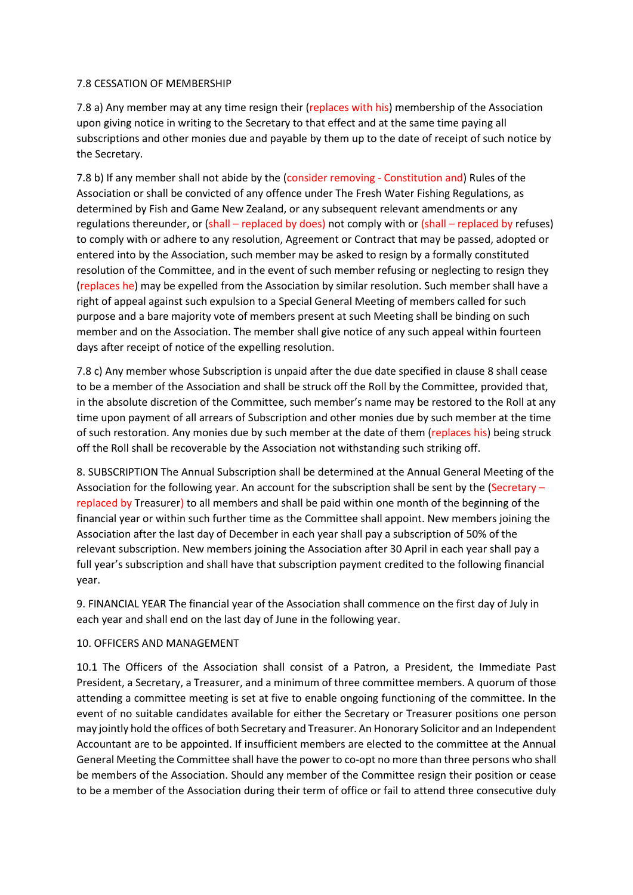7.8 CESSATION OF MEMBERSHIP

7.8 a) Any member may at any time resign their (replaces with his) membership of the Association upon giving notice in writing to the Secretary to that effect and at the same time paying all subscriptions and other monies due and payable by them up to the date of receipt of such notice by the Secretary.

7.8 b) If any member shall not abide by the (consider removing - Constitution and) Rules of the Association or shall be convicted of any offence under The Fresh Water Fishing Regulations, as determined by Fish and Game New Zealand, or any subsequent relevant amendments or any regulations thereunder, or (shall – replaced by does) not comply with or (shall – replaced by refuses) to comply with or adhere to any resolution, Agreement or Contract that may be passed, adopted or entered into by the Association, such member may be asked to resign by a formally constituted resolution of the Committee, and in the event of such member refusing or neglecting to resign they (replaces he) may be expelled from the Association by similar resolution. Such member shall have a right of appeal against such expulsion to a Special General Meeting of members called for such purpose and a bare majority vote of members present at such Meeting shall be binding on such member and on the Association. The member shall give notice of any such appeal within fourteen days after receipt of notice of the expelling resolution.

7.8 c) Any member whose Subscription is unpaid after the due date specified in clause 8 shall cease to be a member of the Association and shall be struck off the Roll by the Committee, provided that, in the absolute discretion of the Committee, such member's name may be restored to the Roll at any time upon payment of all arrears of Subscription and other monies due by such member at the time of such restoration. Any monies due by such member at the date of them (replaces his) being struck off the Roll shall be recoverable by the Association not withstanding such striking off.

8. SUBSCRIPTION The Annual Subscription shall be determined at the Annual General Meeting of the Association for the following year. An account for the subscription shall be sent by the (Secretary – replaced by Treasurer) to all members and shall be paid within one month of the beginning of the financial year or within such further time as the Committee shall appoint. New members joining the Association after the last day of December in each year shall pay a subscription of 50% of the relevant subscription. New members joining the Association after 30 April in each year shall pay a full year's subscription and shall have that subscription payment credited to the following financial year.

9. FINANCIAL YEAR The financial year of the Association shall commence on the first day of July in each year and shall end on the last day of June in the following year.

10. OFFICERS AND MANAGEMENT

10.1 The Officers of the Association shall consist of a Patron, a President, the Immediate Past President, a Secretary, a Treasurer, and a minimum of three committee members. A quorum of those attending a committee meeting is set at five to enable ongoing functioning of the committee. In the event of no suitable candidates available for either the Secretary or Treasurer positions one person may jointly hold the offices of both Secretary and Treasurer. An Honorary Solicitor and an Independent Accountant are to be appointed. If insufficient members are elected to the committee at the Annual General Meeting the Committee shall have the power to co-opt no more than three persons who shall be members of the Association. Should any member of the Committee resign their position or cease to be a member of the Association during their term of office or fail to attend three consecutive duly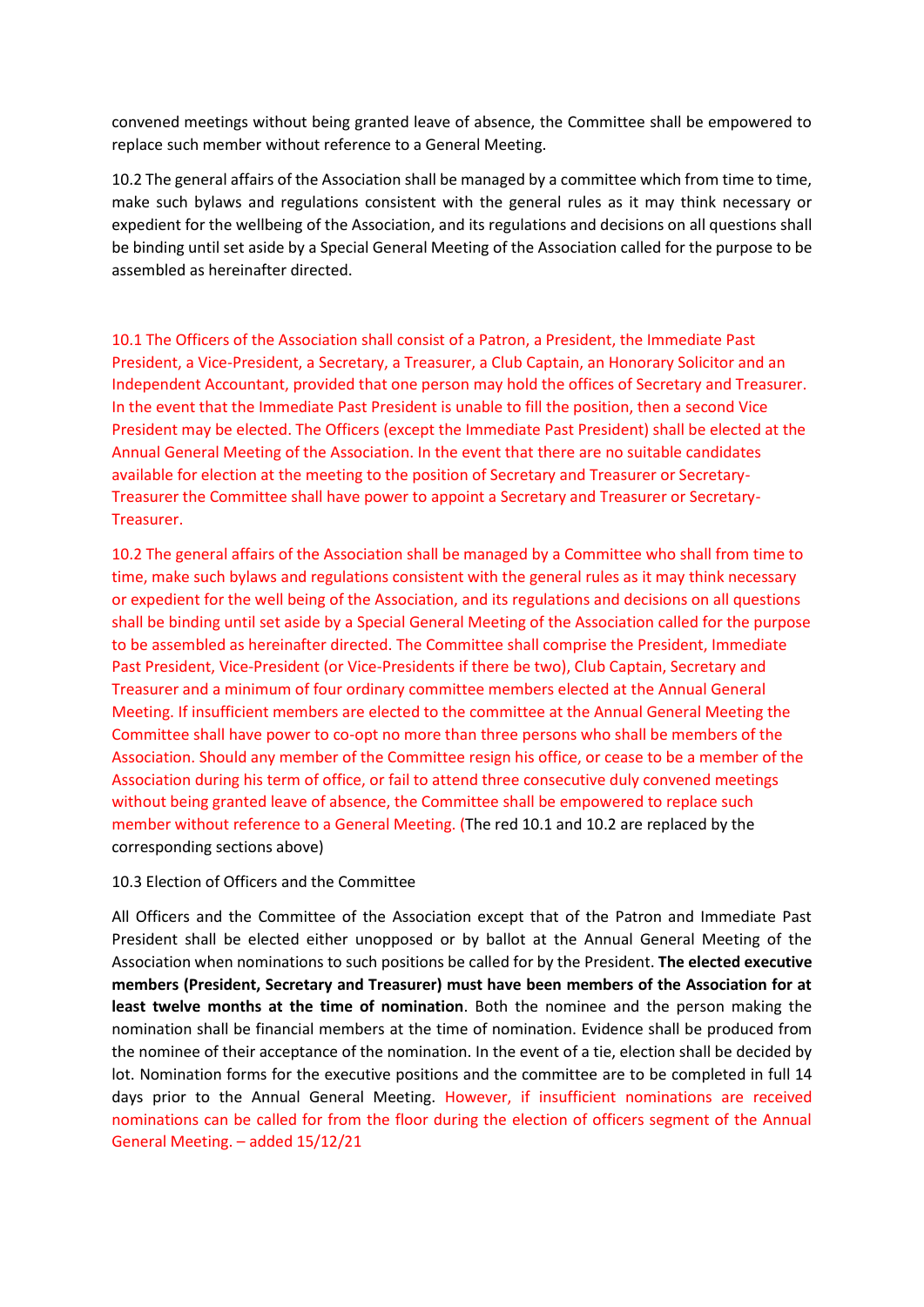convened meetings without being granted leave of absence, the Committee shall be empowered to replace such member without reference to a General Meeting.

10.2 The general affairs of the Association shall be managed by a committee which from time to time, make such bylaws and regulations consistent with the general rules as it may think necessary or expedient for the wellbeing of the Association, and its regulations and decisions on all questions shall be binding until set aside by a Special General Meeting of the Association called for the purpose to be assembled as hereinafter directed.

10.1 The Officers of the Association shall consist of a Patron, a President, the Immediate Past President, a Vice-President, a Secretary, a Treasurer, a Club Captain, an Honorary Solicitor and an Independent Accountant, provided that one person may hold the offices of Secretary and Treasurer. In the event that the Immediate Past President is unable to fill the position, then a second Vice President may be elected. The Officers (except the Immediate Past President) shall be elected at the Annual General Meeting of the Association. In the event that there are no suitable candidates available for election at the meeting to the position of Secretary and Treasurer or Secretary-Treasurer the Committee shall have power to appoint a Secretary and Treasurer or Secretary-Treasurer.

10.2 The general affairs of the Association shall be managed by a Committee who shall from time to time, make such bylaws and regulations consistent with the general rules as it may think necessary or expedient for the well being of the Association, and its regulations and decisions on all questions shall be binding until set aside by a Special General Meeting of the Association called for the purpose to be assembled as hereinafter directed. The Committee shall comprise the President, Immediate Past President, Vice-President (or Vice-Presidents if there be two), Club Captain, Secretary and Treasurer and a minimum of four ordinary committee members elected at the Annual General Meeting. If insufficient members are elected to the committee at the Annual General Meeting the Committee shall have power to co-opt no more than three persons who shall be members of the Association. Should any member of the Committee resign his office, or cease to be a member of the Association during his term of office, or fail to attend three consecutive duly convened meetings without being granted leave of absence, the Committee shall be empowered to replace such member without reference to a General Meeting. (The red 10.1 and 10.2 are replaced by the corresponding sections above)

10.3 Election of Officers and the Committee

All Officers and the Committee of the Association except that of the Patron and Immediate Past President shall be elected either unopposed or by ballot at the Annual General Meeting of the Association when nominations to such positions be called for by the President. **The elected executive members (President, Secretary and Treasurer) must have been members of the Association for at least twelve months at the time of nomination**. Both the nominee and the person making the nomination shall be financial members at the time of nomination. Evidence shall be produced from the nominee of their acceptance of the nomination. In the event of a tie, election shall be decided by lot. Nomination forms for the executive positions and the committee are to be completed in full 14 days prior to the Annual General Meeting. However, if insufficient nominations are received nominations can be called for from the floor during the election of officers segment of the Annual General Meeting. – added 15/12/21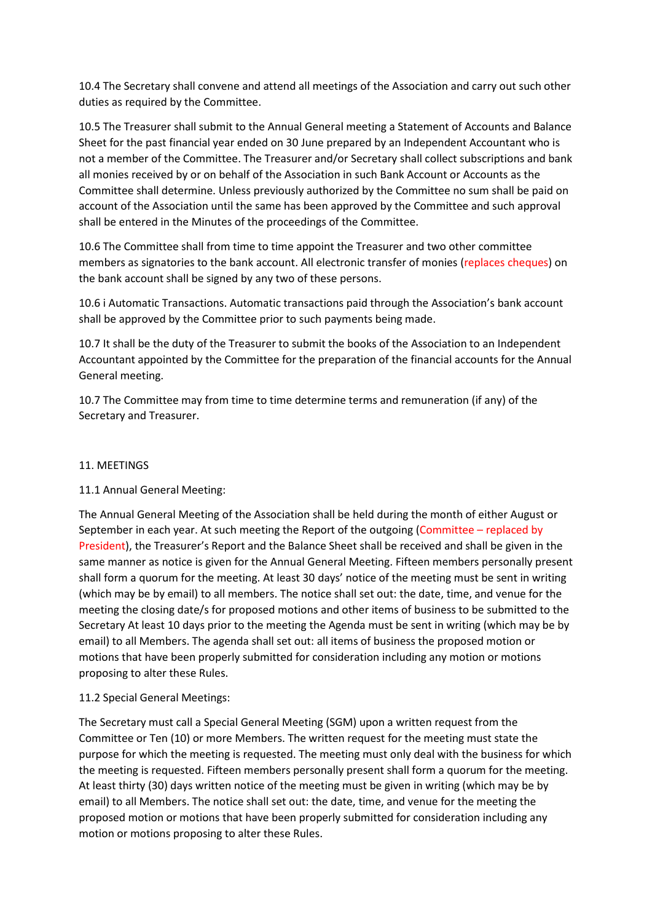10.4 The Secretary shall convene and attend all meetings of the Association and carry out such other duties as required by the Committee.

10.5 The Treasurer shall submit to the Annual General meeting a Statement of Accounts and Balance Sheet for the past financial year ended on 30 June prepared by an Independent Accountant who is not a member of the Committee. The Treasurer and/or Secretary shall collect subscriptions and bank all monies received by or on behalf of the Association in such Bank Account or Accounts as the Committee shall determine. Unless previously authorized by the Committee no sum shall be paid on account of the Association until the same has been approved by the Committee and such approval shall be entered in the Minutes of the proceedings of the Committee.

10.6 The Committee shall from time to time appoint the Treasurer and two other committee members as signatories to the bank account. All electronic transfer of monies (replaces cheques) on the bank account shall be signed by any two of these persons.

10.6 i Automatic Transactions. Automatic transactions paid through the Association's bank account shall be approved by the Committee prior to such payments being made.

10.7 It shall be the duty of the Treasurer to submit the books of the Association to an Independent Accountant appointed by the Committee for the preparation of the financial accounts for the Annual General meeting.

10.7 The Committee may from time to time determine terms and remuneration (if any) of the Secretary and Treasurer.

11. MEETINGS

11.1 Annual General Meeting:

The Annual General Meeting of the Association shall be held during the month of either August or September in each year. At such meeting the Report of the outgoing (Committee – replaced by President), the Treasurer's Report and the Balance Sheet shall be received and shall be given in the same manner as notice is given for the Annual General Meeting. Fifteen members personally present shall form a quorum for the meeting. At least 30 days' notice of the meeting must be sent in writing (which may be by email) to all members. The notice shall set out: the date, time, and venue for the meeting the closing date/s for proposed motions and other items of business to be submitted to the Secretary At least 10 days prior to the meeting the Agenda must be sent in writing (which may be by email) to all Members. The agenda shall set out: all items of business the proposed motion or motions that have been properly submitted for consideration including any motion or motions proposing to alter these Rules.

11.2 Special General Meetings:

The Secretary must call a Special General Meeting (SGM) upon a written request from the Committee or Ten (10) or more Members. The written request for the meeting must state the purpose for which the meeting is requested. The meeting must only deal with the business for which the meeting is requested. Fifteen members personally present shall form a quorum for the meeting. At least thirty (30) days written notice of the meeting must be given in writing (which may be by email) to all Members. The notice shall set out: the date, time, and venue for the meeting the proposed motion or motions that have been properly submitted for consideration including any motion or motions proposing to alter these Rules.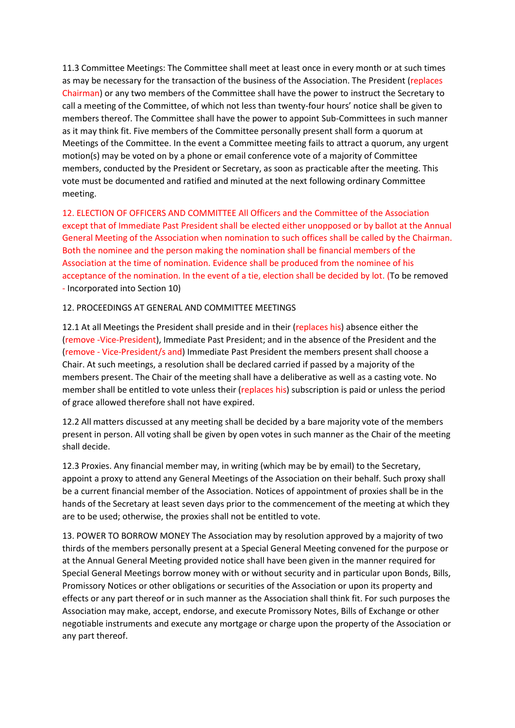11.3 Committee Meetings: The Committee shall meet at least once in every month or at such times as may be necessary for the transaction of the business of the Association. The President (replaces Chairman) or any two members of the Committee shall have the power to instruct the Secretary to call a meeting of the Committee, of which not less than twenty-four hours' notice shall be given to members thereof. The Committee shall have the power to appoint Sub-Committees in such manner as it may think fit. Five members of the Committee personally present shall form a quorum at Meetings of the Committee. In the event a Committee meeting fails to attract a quorum, any urgent motion(s) may be voted on by a phone or email conference vote of a majority of Committee members, conducted by the President or Secretary, as soon as practicable after the meeting. This vote must be documented and ratified and minuted at the next following ordinary Committee meeting.

12. ELECTION OF OFFICERS AND COMMITTEE All Officers and the Committee of the Association except that of Immediate Past President shall be elected either unopposed or by ballot at the Annual General Meeting of the Association when nomination to such offices shall be called by the Chairman. Both the nominee and the person making the nomination shall be financial members of the Association at the time of nomination. Evidence shall be produced from the nominee of his acceptance of the nomination. In the event of a tie, election shall be decided by lot. (To be removed - Incorporated into Section 10)

12. PROCEEDINGS AT GENERAL AND COMMITTEE MEETINGS

12.1 At all Meetings the President shall preside and in their (replaces his) absence either the (remove -Vice-President), Immediate Past President; and in the absence of the President and the (remove - Vice-President/s and) Immediate Past President the members present shall choose a Chair. At such meetings, a resolution shall be declared carried if passed by a majority of the members present. The Chair of the meeting shall have a deliberative as well as a casting vote. No member shall be entitled to vote unless their (replaces his) subscription is paid or unless the period of grace allowed therefore shall not have expired.

12.2 All matters discussed at any meeting shall be decided by a bare majority vote of the members present in person. All voting shall be given by open votes in such manner as the Chair of the meeting shall decide.

12.3 Proxies. Any financial member may, in writing (which may be by email) to the Secretary, appoint a proxy to attend any General Meetings of the Association on their behalf. Such proxy shall be a current financial member of the Association. Notices of appointment of proxies shall be in the hands of the Secretary at least seven days prior to the commencement of the meeting at which they are to be used; otherwise, the proxies shall not be entitled to vote.

13. POWER TO BORROW MONEY The Association may by resolution approved by a majority of two thirds of the members personally present at a Special General Meeting convened for the purpose or at the Annual General Meeting provided notice shall have been given in the manner required for Special General Meetings borrow money with or without security and in particular upon Bonds, Bills, Promissory Notices or other obligations or securities of the Association or upon its property and effects or any part thereof or in such manner as the Association shall think fit. For such purposes the Association may make, accept, endorse, and execute Promissory Notes, Bills of Exchange or other negotiable instruments and execute any mortgage or charge upon the property of the Association or any part thereof.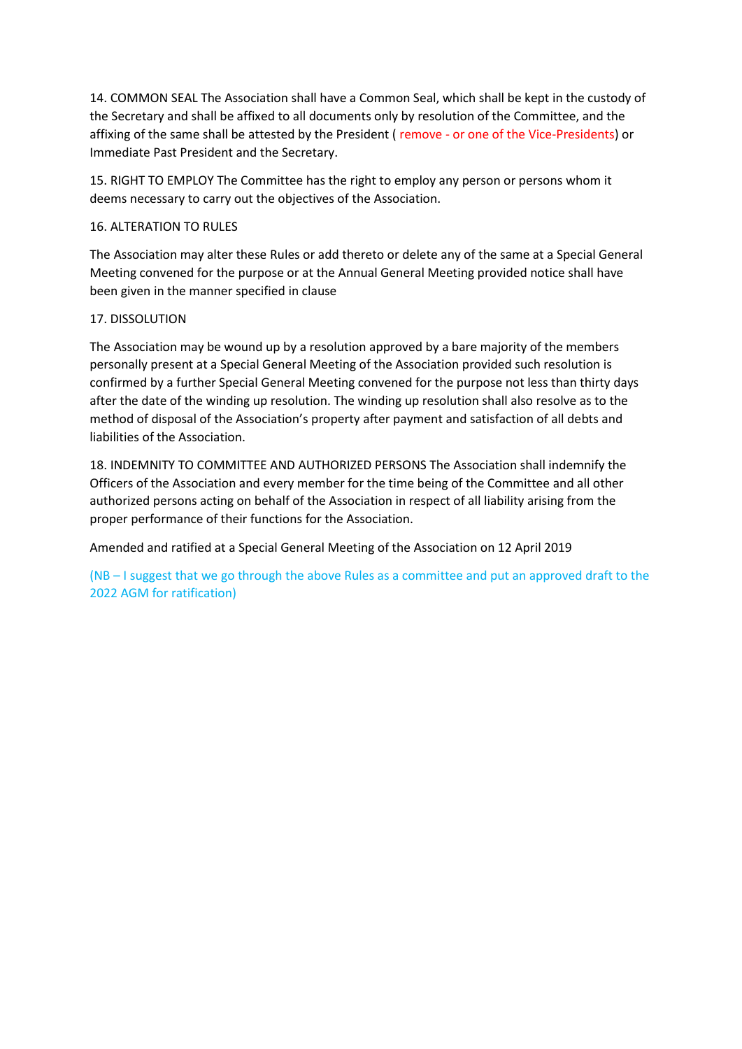14. COMMON SEAL The Association shall have a Common Seal, which shall be kept in the custody of the Secretary and shall be affixed to all documents only by resolution of the Committee, and the affixing of the same shall be attested by the President ( remove - or one of the Vice-Presidents) or Immediate Past President and the Secretary.

15. RIGHT TO EMPLOY The Committee has the right to employ any person or persons whom it deems necessary to carry out the objectives of the Association.

16. ALTERATION TO RULES

The Association may alter these Rules or add thereto or delete any of the same at a Special General Meeting convened for the purpose or at the Annual General Meeting provided notice shall have been given in the manner specified in clause

17. DISSOLUTION

The Association may be wound up by a resolution approved by a bare majority of the members personally present at a Special General Meeting of the Association provided such resolution is confirmed by a further Special General Meeting convened for the purpose not less than thirty days after the date of the winding up resolution. The winding up resolution shall also resolve as to the method of disposal of the Association's property after payment and satisfaction of all debts and liabilities of the Association.

18. INDEMNITY TO COMMITTEE AND AUTHORIZED PERSONS The Association shall indemnify the Officers of the Association and every member for the time being of the Committee and all other authorized persons acting on behalf of the Association in respect of all liability arising from the proper performance of their functions for the Association.

Amended and ratified at a Special General Meeting of the Association on 12 April 2019

(NB – I suggest that we go through the above Rules as a committee and put an approved draft to the 2022 AGM for ratification)